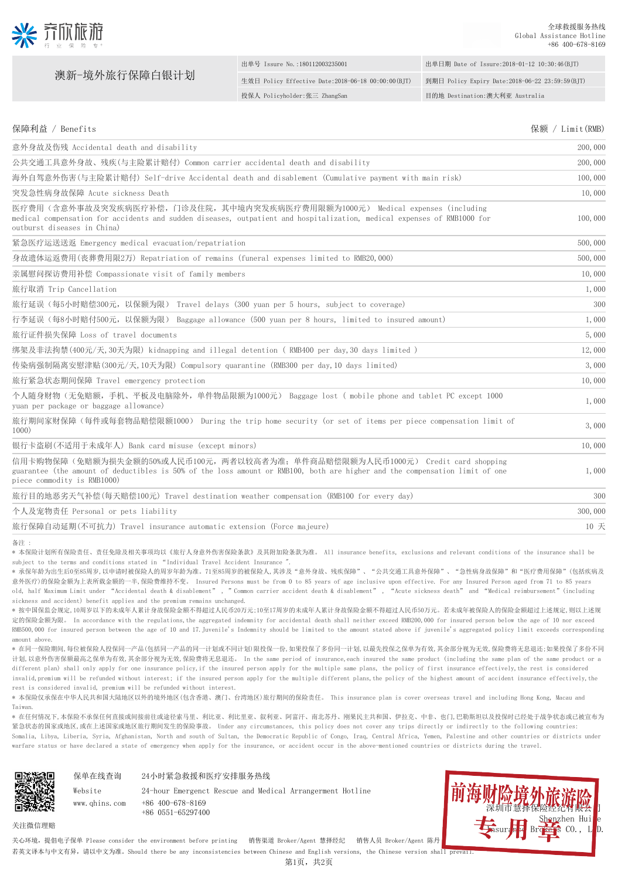齐欣旅游 行业保险专+

全球救援服务热线
Global Assistance Hotline
+86 400-678-8169

# 澳新-境外旅行保障白银计划

| 出单号 Issue No.:180112003235001 | 出单日期 Date of Issue:2018-01-12 10:30:46(BJT) |
|---|---|
| 生效日 Policy Effective Date:2018-06-18 00:00:00(BJT) | 到期日 Policy Expiry Date:2018-06-22 23:59:59(BJT) |
| 投保人 Policyholder:张三 ZhangSan | 目的地 Destination:澳大利亚 Australia |

| 保障利益 / Benefits | 保额 / Limit(RMB) |
|---|---|
| 意外身故及伤残 Accidental death and disability | 200,000 |
| 公共交通工具意外身故、残疾(与主险累计赔付) Common carrier accidental death and disability | 200,000 |
| 海外自驾意外伤害(与主险累计赔付) Self-drive Accidental death and disablement (Cumulative payment with main risk) | 100,000 |
| 突发急性病身故保障 Acute sickness Death | 10,000 |
| 医疗费用（含意外事故及突发疾病医疗补偿，门诊及住院，其中境内突发疾病医疗费用限额为1000元） Medical expenses (including medical compensation for accidents and sudden diseases, outpatient and hospitalization, medical expenses of RMB1000 for outburst diseases in China) | 100,000 |
| 紧急医疗运送送返 Emergency medical evacuation/repatriation | 500,000 |
| 身故遗体运返费用(丧葬费用限2万) Repatriation of remains (funeral expenses limited to RMB20,000) | 500,000 |
| 亲属慰问探访费用补偿 Compassionate visit of family members | 10,000 |
| 旅行取消 Trip Cancellation | 1,000 |
| 旅行延误（每5小时赔偿300元，以保额为限） Travel delays (300 yuan per 5 hours, subject to coverage) | 300 |
| 行李延误（每8小时赔付500元，以保额为限） Baggage allowance (500 yuan per 8 hours, limited to insured amount) | 1,000 |
| 旅行证件损失保障 Loss of travel documents | 5,000 |
| 绑架及非法拘禁(400元/天,30天为限) kidnapping and illegal detention ( RMB400 per day,30 days limited ) | 12,000 |
| 传染病强制隔离安慰津贴(300元/天,10天为限) Compulsory quarantine (RMB300 per day,10 days limited) | 3,000 |
| 旅行紧急状态期间保障 Travel emergency protection | 10,000 |
| 个人随身财物（无免赔额，手机、平板及电脑除外，单件物品限额为1000元） Baggage lost ( mobile phone and tablet PC except 1000 yuan per package or baggage allowance) | 1,000 |
| 旅行期间家财保障（每件或每套物品赔偿限额1000） During the trip home security (or set of items per piece compensation limit of 1000) | 3,000 |
| 银行卡盗刷(不适用于未成年人) Bank card misuse (except minors) | 10,000 |
| 信用卡购物保障（免赔额为损失金额的50%或人民币100元，两者以较高者为准；单件商品赔偿限额为人民币1000元） Credit card shopping guarantee (the amount of deductibles is 50% of the loss amount or RMB100, both are higher and the compensation limit of one piece commodity is RMB1000) | 1,000 |
| 旅行目的地恶劣天气补偿(每天赔偿100元) Travel destination weather compensation (RMB100 for every day) | 300 |
| 个人及宠物责任 Personal or pets liability | 300,000 |
| 旅行保障自动延期(不可抗力) Travel insurance automatic extension (Force majeure) | 10 天 |

备注：

* 本保险计划所有保险责任、责任免除及相关事项均以《旅行人身意外伤害保险条款》及其附加险条款为准。 All insurance benefits, exclusions and relevant conditions of the insurance shall be subject to the terms and conditions stated in "Individual Travel Accident Insurance ".
* 承保年龄为出生后0至85周岁,以申请时被保险人的周岁年龄为准。71至85周岁的被保险人,其涉及"意外身故、残疾保障"、"公共交通工具意外保障"、"急性病身故保障"和"医疗费用保障"(包括疾病及意外医疗)的保险金额为上表所载金额的一半,保险费维持不变。 Insured Persons must be from 0 to 85 years of age inclusive upon effective. For any Insured Person aged from 71 to 85 years old, half Maximum Limit under "Accidental death & disablement" , "Common carrier accident death & disablement" , "Acute sickness death" and "Medical reimbursement"(including sickness and accident) benefit applies and the premium remains unchanged.
* 按中国保监会规定,10周岁以下的未成年人累计身故保险金额不得超过人民币20万元;10至17周岁的未成年人累计身故保险金额不得超过人民币50万元。若未成年被保险人的保险金额超过上述规定,则以上述规定的保险金额为限。 In accordance with the regulations,the aggregated indemnity for accidental death shall neither exceed RMB200,000 for insured person below the age of 10 nor exceed RMB500,000 for insured person between the age of 10 and 17.Juvenile's Indemnity should be limited to the amount stated above if juvenile's aggregated policy limit exceeds corresponding amount above.
* 在同一保险期间,每位被保险人投保同一产品(包括同一产品的同一计划或不同计划)限投保一份,如果投保了多份同一计划,以最先投保之保单为有效,其余部分视为无效,保险费将无息退还;如果投保了多份不同计划,以最高保额之保单为有效,其余部分视为无效,保险费将无息退还。 In the same period of insurance,each insured the same product (including the same plan of the same product or a different plan) shall only apply for one insurance policy,if the insured person apply for the multiple same plans, the policy of first insurance effectively,the rest is considered invalid,premium will be refunded without interest; if the insured person apply for the multiple different plans,the policy of the highest amount of accident insurance effectively,the rest is considered invalid, premium will be refunded without interest.
* 本保险仅承保在中华人民共和国大陆地区以外的境外地区(包含香港、澳门、台湾地区)旅行期间的保险责任。 This insurance plan is cover overseas travel and including Hong Kong, Macau and Taiwan.
* 在任何情况下,本保险不承保任何直接或间接前往或途径索马里、利比亚、利比里亚、叙利亚、阿富汗、南北苏丹、刚果民主共和国、伊拉克、中非、也门,巴勒斯坦以及投保时已经处于战争状态或已被宣布为紧急状态的国家或地区,或在上述国家或地区旅行期间发生的保险事故。 Under any circumstances, this policy does not cover any trips directly or indirectly to the following countries: Somalia, Libya, Liberia, Syria, Afghanistan, North and south of Sultan, the Democratic Republic of Congo, Iraq, Central Africa, Yemen, Palestine and other countries or districts under warfare status or have declared a state of emergency when apply for the insurance, or accident occur in the above-mentioned countries or districts during the travel.

关注微信理赔

保单在线查询
Website
www.qhins.com

24小时紧急救援和医疗安排服务热线
24-hour Emergenct Rescue and Medical Arrangement Hotline
+86 400-678-8169
+86 0551-65297400

前海财险境外旅游险专用章
深圳市慧择保险经纪有限公司
Shenzhen Huize Insurance Brokers CO., LTD.

关心环境，提倡电子保单 Please consider the environment before printing　销售渠道 Broker/Agent 慧择经纪　销售人员 Broker/Agent 陈丹

若英文译本与中文有异，请以中文为准。Should there be any inconsistencies between Chinese and English versions, the Chinese version shall prevail.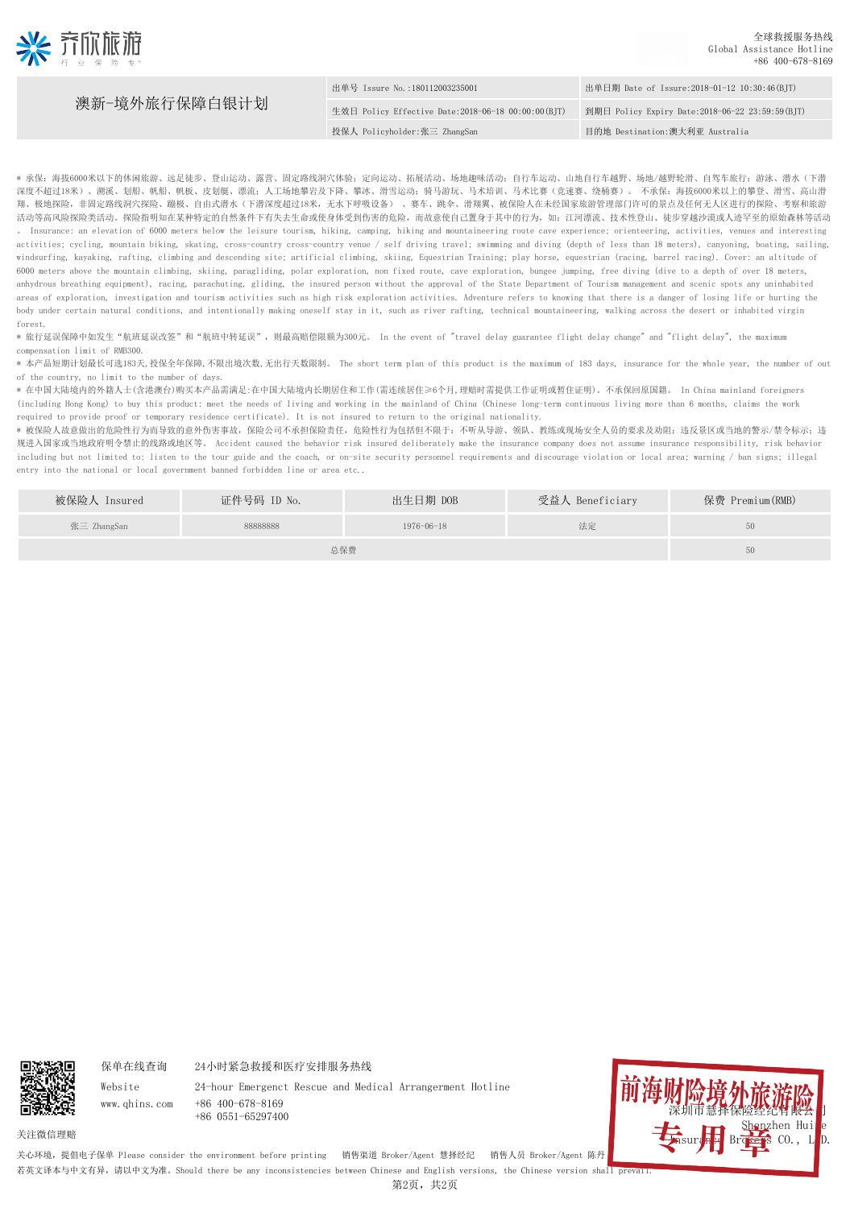齐欣旅游 行业保险专+

全球救援服务热线
Global Assistance Hotline
+86 400-678-8169

| | | |
|---|---|---|
| 澳新-境外旅行保障白银计划 | 出单号 Issue No.:180112003235001 | 出单日期 Date of Issue:2018-01-12 10:30:46(BJT) |
| | 生效日 Policy Effective Date:2018-06-18 00:00:00(BJT) | 到期日 Policy Expiry Date:2018-06-22 23:59:59(BJT) |
| | 投保人 Policyholder:张三 ZhangSan | 目的地 Destination:澳大利亚 Australia |

* 承保：海拔6000米以下的休闲旅游、远足徒步、登山运动、露营、固定路线洞穴体验；定向运动、拓展活动、场地趣味活动：自行车运动、山地自行车越野、场地/越野轮滑、自驾车旅行；游泳、潜水（下潜深度不超过18米）、溯溪、划船、帆船、帆板、皮划艇、漂流；人工场地攀岩及下降、攀冰、滑雪运动；骑马游玩、马术培训、马术比赛（竞速赛、绕桶赛）。 不承保：海拔6000米以上的攀登、滑雪、高山滑翔、极地探险，非固定路线洞穴探险、蹦极、自由式潜水（下潜深度超过18米，无水下呼吸设备）、赛车、跳伞、滑翔翼、被保险人在未经国家旅游管理部门许可的景点及任何无人区进行的探险、考察和旅游活动等高风险探险类活动。探险指明知在某种特定的自然条件下有失去生命或使身体受到伤害的危险，而故意使自己置身于其中的行为，如：江河漂流、技术性登山、徒步穿越沙漠或人迹罕至的原始森林等活动。 Insurance: an elevation of 6000 meters below the leisure tourism, hiking, camping, hiking and mountaineering route cave experience; orienteering, activities, venues and interesting activities; cycling, mountain biking, skating, cross-country cross-country venue / self driving travel; swimming and diving (depth of less than 18 meters), canyoning, boating, sailing, windsurfing, kayaking, rafting, climbing and descending site; artificial climbing, skiing, Equestrian Training; play horse, equestrian (racing, barrel racing). Cover: an altitude of 6000 meters above the mountain climbing, skiing, paragliding, polar exploration, non fixed route, cave exploration, bungee jumping, free diving (dive to a depth of over 18 meters, anhydrous breathing equipment), racing, parachuting, gliding, the insured person without the approval of the State Department of Tourism management and scenic spots any uninhabited areas of exploration, investigation and tourism activities such as high risk exploration activities. Adventure refers to knowing that there is a danger of losing life or hurting the body under certain natural conditions, and intentionally making oneself stay in it, such as river rafting, technical mountaineering, walking across the desert or inhabited virgin forest.

* 旅行延误保障中如发生“航班延误改签”和“航班中转延误”，则最高赔偿限额为300元。 In the event of "travel delay guarantee flight delay change" and "flight delay", the maximum compensation limit of RMB300.

* 本产品短期计划最长可选183天,投保全年保障,不限出境次数,无出行天数限制。 The short term plan of this product is the maximum of 183 days, insurance for the whole year, the number of out of the country, no limit to the number of days.

* 在中国大陆境内的外籍人士(含港澳台)购买本产品需满足:在中国大陆境内长期居住和工作(需连续居住≥6个月,理赔时需提供工作证明或暂住证明)。不承保回原国籍。 In China mainland foreigners (including Hong Kong) to buy this product: meet the needs of living and working in the mainland of China (Chinese long-term continuous living more than 6 months, claims the work required to provide proof or temporary residence certificate). It is not insured to return to the original nationality.

* 被保险人故意做出的危险性行为而导致的意外伤害事故，保险公司不承担保险责任，危险性行为包括但不限于：不听从导游、领队、教练或现场安全人员的要求及劝阻；违反景区或当地的警示/禁令标示；违规进入国家或当地政府明令禁止的线路或地区等。 Accident caused the behavior risk insured deliberately make the insurance company does not assume insurance responsibility, risk behavior including but not limited to: listen to the tour guide and the coach, or on-site security personnel requirements and discourage violation or local area; warning / ban signs; illegal entry into the national or local government banned forbidden line or area etc..

| 被保险人 Insured | 证件号码 ID No. | 出生日期 DOB | 受益人 Beneficiary | 保费 Premium(RMB) |
|---|---|---|---|---|
| 张三 ZhangSan | 88888888 | 1976-06-18 | 法定 | 50 |
| 总保费 | | | | 50 |

保单在线查询
Website
www.qhins.com

24小时紧急救援和医疗安排服务热线
24-hour Emergent Rescue and Medical Arrangement Hotline
+86 400-678-8169
+86 0551-65297400

关注微信理赔

深圳市慧择保险经纪有限公司
Shenzhen Huize Insurance Brokers CO., LTD.

前海财险境外旅游险专用章

关心环境，提倡电子保单 Please consider the environment before printing 销售渠道 Broker/Agent 慧择经纪 销售人员 Broker/Agent 陈丹

若英文译本与中文有异，请以中文为准。Should there be any inconsistencies between Chinese and English versions, the Chinese version shall prevail.